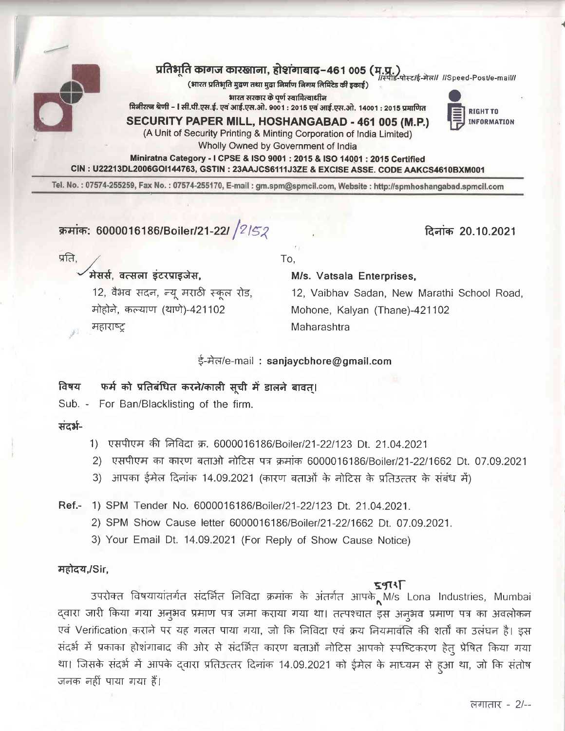**प्रतिभूति कागज कारखाना, होशंगाबाद-461 005 (म.प्र.)** //स्पीड-पोस्ट/ई-मेल// //Speed-Post/e-mail//

(भारत प्रतिभूति मुद्रण तथा मुद्रा निर्माण निगम लिमिटेड की इकाई)

भारत सरकार के पूर्ण स्वामित्वाधीन

मिनीरत्न श्रेणी - I सी.पी.एस.ई. एवं आई.एस.ओ. 9001 : 2015 एवं आई.एस.ओ. 14001 : 2015 प्रमाणित

**SECURITY PAPER MILL, HOSHANGABAD - 461 005 (M.P.)**

(A Unit of Security Printing & Minting Corporation of India Limited)

Wholly Owned by Government of India

**Miniratna Category - I CPSE & ISO 9001 : 2015 & ISO 14001 : 2015 Certified**

**CIN : U22213DL2006GOI144763, GSTIN : 23AAJCS6111J3ZE & EXCISE ASSE. CODE AAKCS4610BXM001**

RIGHT TO INFORMATION

Tel. No. : 07574-255259, Fax No. : 07574-255170, E-mail : gm.spm@spmcil.com, Website : http://spmhoshangabad.spmcil.com

**क्रमांक: 6000016186/Boiler/21-22/ 2152** **दिनांक 20.10.2021**

प्रति,

**मेसर्स, वत्सला इंटरप्राइजेस,**
12, वैभव सदन, न्यू मराठी स्कूल रोड,
मोहोने, कल्याण (थाणे)-421102
महाराष्ट्र

To,

**M/s. Vatsala Enterprises,**
12, Vaibhav Sadan, New Marathi School Road,
Mohone, Kalyan (Thane)-421102
Maharashtra

ई-मेल/e-mail : **sanjaycbhore@gmail.com**

**विषय फर्म को प्रतिबंधित करने/काली सूची में डालने बावत्।**

Sub. - For Ban/Blacklisting of the firm.

**संदर्भ-**

1) एसपीएम की निविदा क्र. 6000016186/Boiler/21-22/123 Dt. 21.04.2021
2) एसपीएम का कारण बताओ नोटिस पत्र क्रमांक 6000016186/Boiler/21-22/1662 Dt. 07.09.2021
3) आपका ईमेल दिनांक 14.09.2021 (कारण बताओं के नोटिस के प्रतिउत्तर के संबंध में)

**Ref.-** 1) SPM Tender No. 6000016186/Boiler/21-22/123 Dt. 21.04.2021.
2) SPM Show Cause letter 6000016186/Boiler/21-22/1662 Dt. 07.09.2021.
3) Your Email Dt. 14.09.2021 (For Reply of Show Cause Notice)

**महोदय,/Sir,**

उपरोक्त विषयांतर्गत संदर्भित निविदा क्रमांक के अंतर्गत आपके द्वारा M/s Lona Industries, Mumbai द्वारा जारी किया गया अनुभव प्रमाण पत्र जमा कराया गया था। तत्पश्चात इस अनुभव प्रमाण पत्र का अवलोकन एवं Verification कराने पर यह गलत पाया गया, जो कि निविदा एवं क्रय नियमावलि की शर्तों का उलंघन है। इस संदर्भ में प्रकाका होशंगाबाद की ओर से संदर्भित कारण बताओं नोटिस आपको स्पष्टिकरण हेतु प्रेषित किया गया था। जिसके संदर्भ में आपके द्वारा प्रतिउत्तर दिनांक 14.09.2021 को ईमेल के माध्यम से हुआ था, जो कि संतोष जनक नहीं पाया गया हैं।

लगातार - 2/--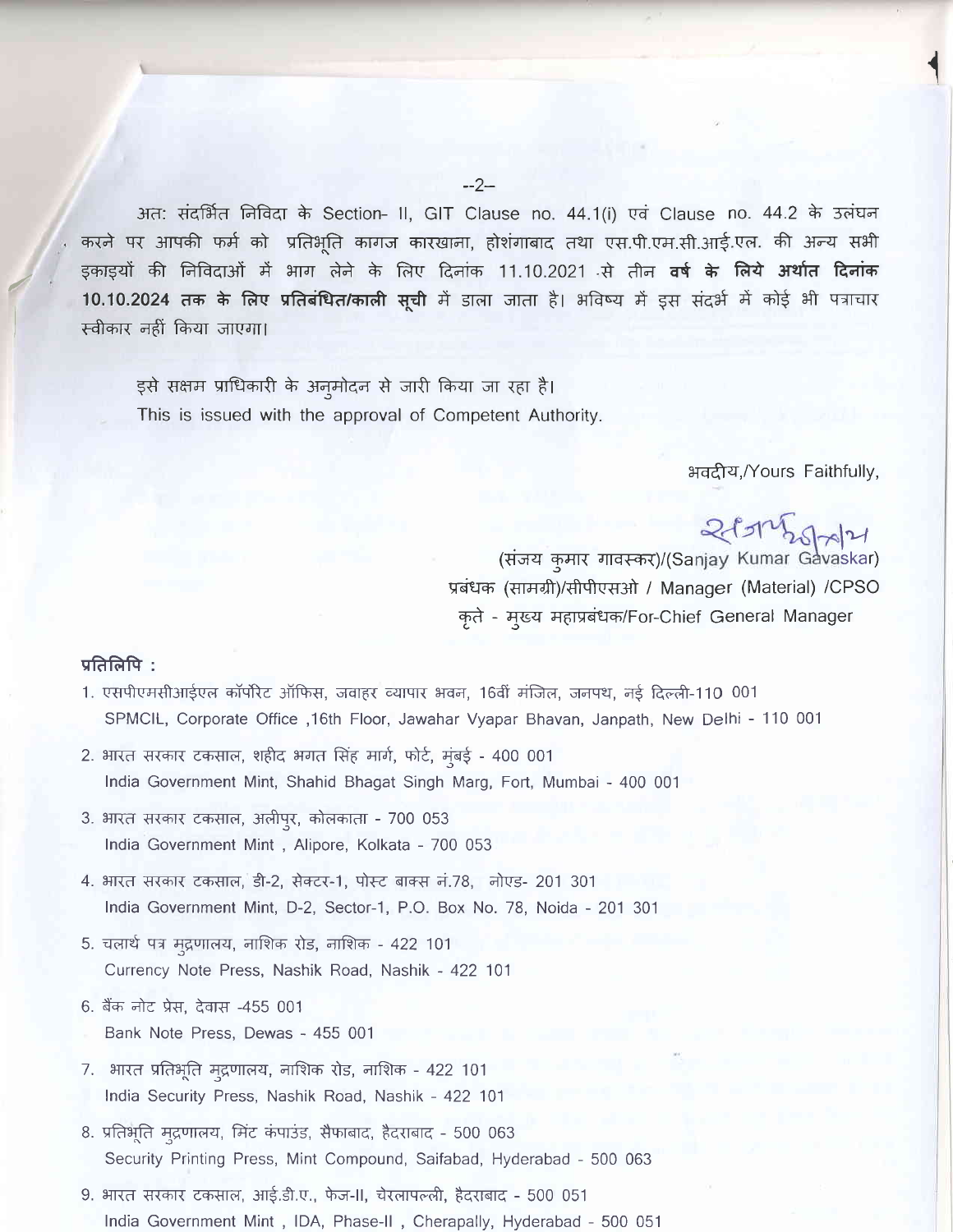अत: संदर्भित निविदा के Section- II, GIT Clause no. 44.1(i) एवं Clause no. 44.2 के उलंघन करने पर आपकी फर्म को प्रतिभूति कागज कारखाना, होशंगाबाद तथा एस.पी.एम.सी.आई.एल. की अन्य सभी इकाइयों की निविदाओं में भाग लेने के लिए दिनांक 11.10.2021 से तीन **वर्ष के लिये अर्थात दिनांक 10.10.2024 तक के लिए प्रतिबंधित/काली सूची** में डाला जाता है। भविष्य में इस संदर्भ में कोई भी पत्राचार स्वीकार नहीं किया जाएगा।

इसे सक्षम प्राधिकारी के अनुमोदन से जारी किया जा रहा है।
This is issued with the approval of Competent Authority.

भवदीय,/Yours Faithfully,

(संजय कुमार गावस्कर)/(Sanjay Kumar Gavaskar)
प्रबंधक (सामग्री)/सीपीएसओ / Manager (Material) /CPSO
कृते - मुख्य महाप्रबंधक/For-Chief General Manager

**प्रतिलिपि :**

1. एसपीएमसीआईएल कॉर्पोरेट ऑफिस, जवाहर व्यापार भवन, 16वीं मंजिल, जनपथ, नई दिल्ली-110 001
   SPMCIL, Corporate Office ,16th Floor, Jawahar Vyapar Bhavan, Janpath, New Delhi - 110 001
2. भारत सरकार टकसाल, शहीद भगत सिंह मार्ग, फोर्ट, मुंबई - 400 001
   India Government Mint, Shahid Bhagat Singh Marg, Fort, Mumbai - 400 001
3. भारत सरकार टकसाल, अलीपुर, कोलकाता - 700 053
   India Government Mint , Alipore, Kolkata - 700 053
4. भारत सरकार टकसाल, डी-2, सेक्टर-1, पोस्ट बाक्स नं.78, नोएड- 201 301
   India Government Mint, D-2, Sector-1, P.O. Box No. 78, Noida - 201 301
5. चलार्थ पत्र मुद्रणालय, नाशिक रोड, नाशिक - 422 101
   Currency Note Press, Nashik Road, Nashik - 422 101
6. बैंक नोट प्रेस, देवास -455 001
   Bank Note Press, Dewas - 455 001
7. भारत प्रतिभूति मुद्रणालय, नाशिक रोड, नाशिक - 422 101
   India Security Press, Nashik Road, Nashik - 422 101
8. प्रतिभूति मुद्रणालय, मिंट कंपाउंड, सैफाबाद, हैदराबाद - 500 063
   Security Printing Press, Mint Compound, Saifabad, Hyderabad - 500 063
9. भारत सरकार टकसाल, आई.डी.ए., फेज-II, चेरलापल्ली, हैदराबाद - 500 051
   India Government Mint , IDA, Phase-II , Cherapally, Hyderabad - 500 051